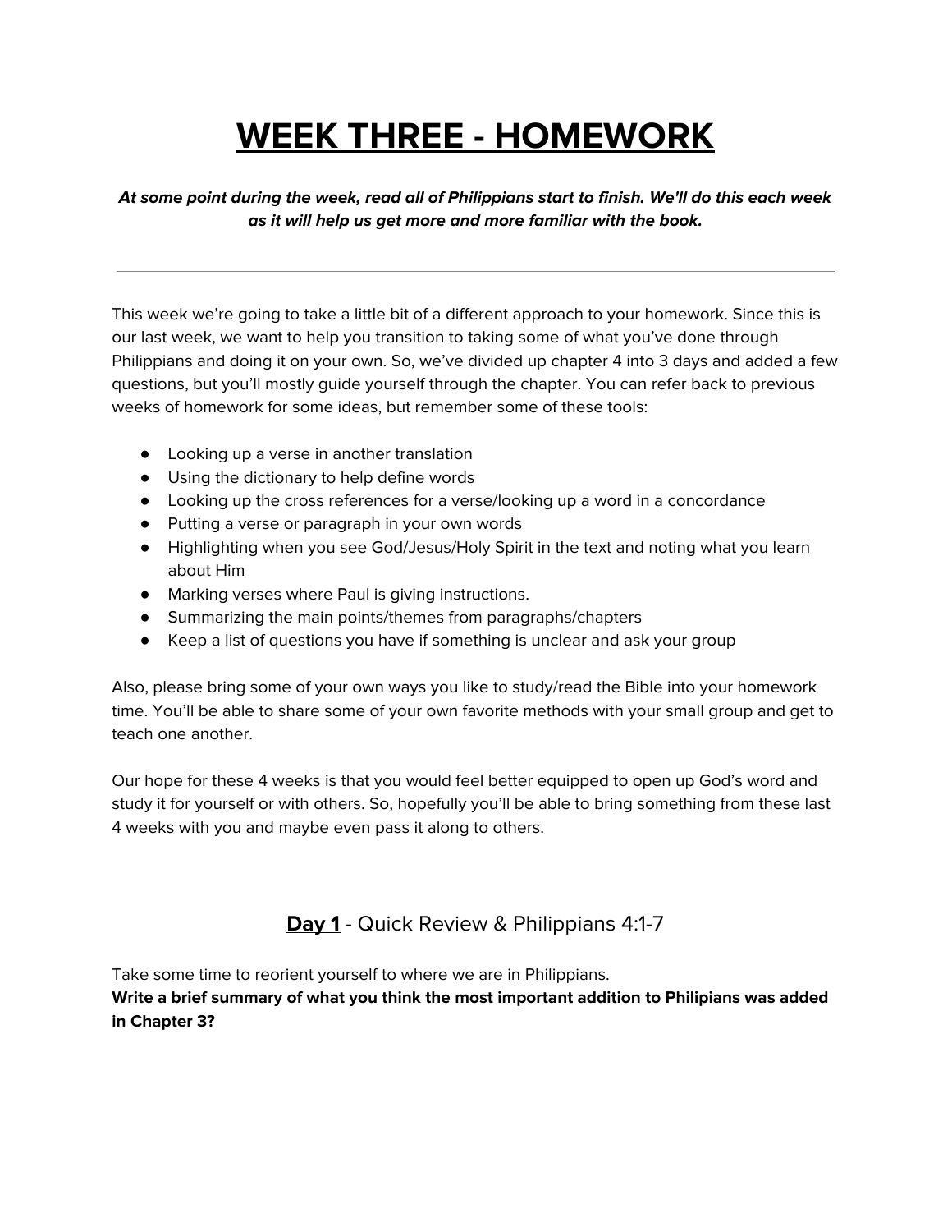# WEEK THREE - HOMEWORK

***At some point during the week, read all of Philippians start to finish. We'll do this each week as it will help us get more and more familiar with the book.***

---

This week we're going to take a little bit of a different approach to your homework. Since this is our last week, we want to help you transition to taking some of what you've done through Philippians and doing it on your own. So, we've divided up chapter 4 into 3 days and added a few questions, but you'll mostly guide yourself through the chapter. You can refer back to previous weeks of homework for some ideas, but remember some of these tools:

- Looking up a verse in another translation
- Using the dictionary to help define words
- Looking up the cross references for a verse/looking up a word in a concordance
- Putting a verse or paragraph in your own words
- Highlighting when you see God/Jesus/Holy Spirit in the text and noting what you learn about Him
- Marking verses where Paul is giving instructions.
- Summarizing the main points/themes from paragraphs/chapters
- Keep a list of questions you have if something is unclear and ask your group

Also, please bring some of your own ways you like to study/read the Bible into your homework time. You'll be able to share some of your own favorite methods with your small group and get to teach one another.

Our hope for these 4 weeks is that you would feel better equipped to open up God's word and study it for yourself or with others. So, hopefully you'll be able to bring something from these last 4 weeks with you and maybe even pass it along to others.

## **Day 1** - Quick Review & Philippians 4:1-7

Take some time to reorient yourself to where we are in Philippians.

**Write a brief summary of what you think the most important addition to Philipians was added in Chapter 3?**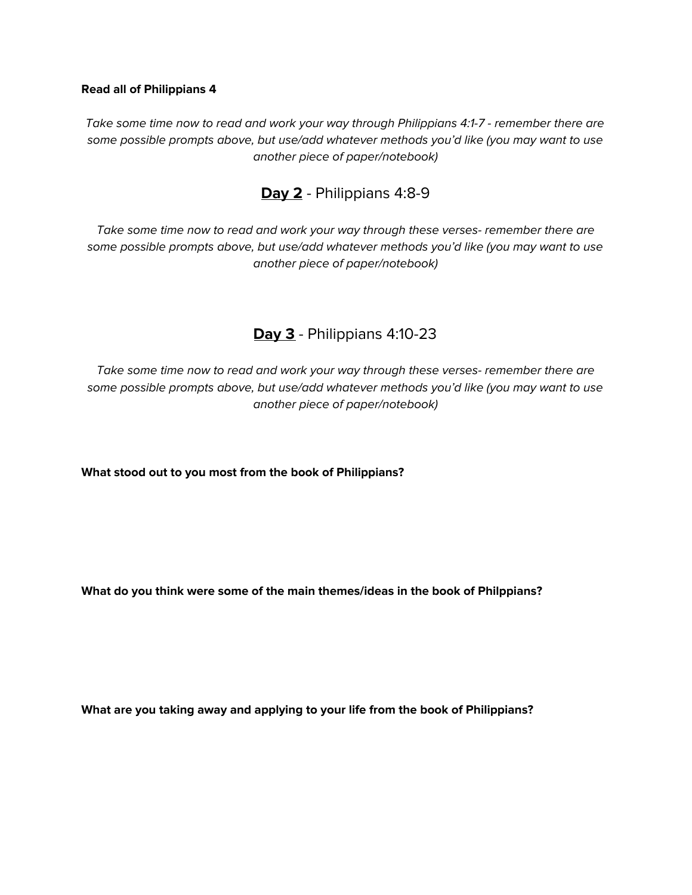**Read all of Philippians 4**

*Take some time now to read and work your way through Philippians 4:1-7 - remember there are some possible prompts above, but use/add whatever methods you'd like (you may want to use another piece of paper/notebook)*

## **Day 2** - Philippians 4:8-9

*Take some time now to read and work your way through these verses- remember there are some possible prompts above, but use/add whatever methods you'd like (you may want to use another piece of paper/notebook)*

## **Day 3** - Philippians 4:10-23

*Take some time now to read and work your way through these verses- remember there are some possible prompts above, but use/add whatever methods you'd like (you may want to use another piece of paper/notebook)*

**What stood out to you most from the book of Philippians?**

**What do you think were some of the main themes/ideas in the book of Philpians?**

**What are you taking away and applying to your life from the book of Philippians?**